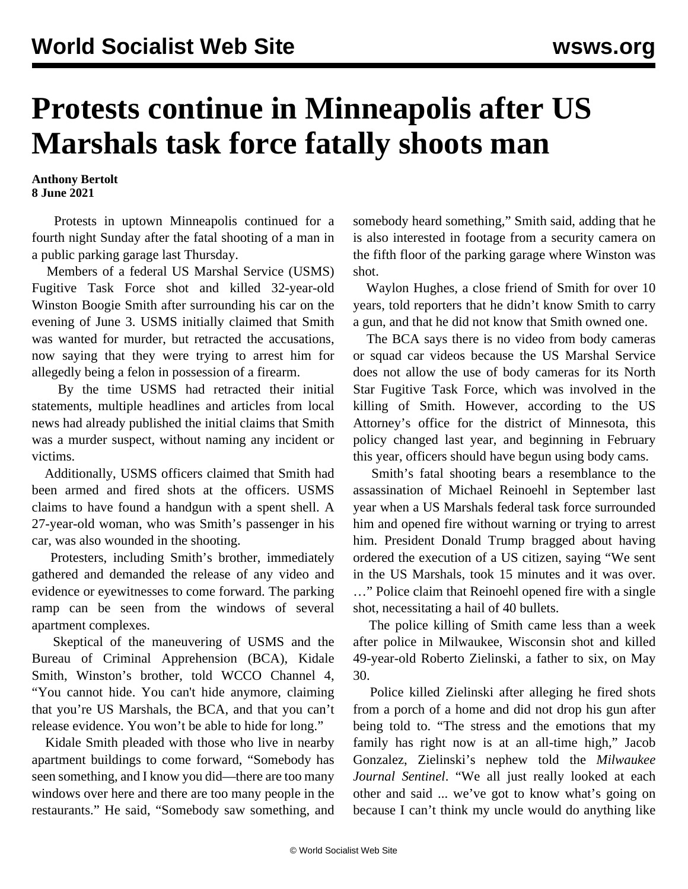# Protests continue in Minneapolis after US Marshals task force fatally shoots man

**Anthony Bertolt**
**8 June 2021**

Protests in uptown Minneapolis continued for a fourth night Sunday after the fatal shooting of a man in a public parking garage last Thursday.

Members of a federal US Marshal Service (USMS) Fugitive Task Force shot and killed 32-year-old Winston Boogie Smith after surrounding his car on the evening of June 3. USMS initially claimed that Smith was wanted for murder, but retracted the accusations, now saying that they were trying to arrest him for allegedly being a felon in possession of a firearm.

By the time USMS had retracted their initial statements, multiple headlines and articles from local news had already published the initial claims that Smith was a murder suspect, without naming any incident or victims.

Additionally, USMS officers claimed that Smith had been armed and fired shots at the officers. USMS claims to have found a handgun with a spent shell. A 27-year-old woman, who was Smith's passenger in his car, was also wounded in the shooting.

Protesters, including Smith's brother, immediately gathered and demanded the release of any video and evidence or eyewitnesses to come forward. The parking ramp can be seen from the windows of several apartment complexes.

Skeptical of the maneuvering of USMS and the Bureau of Criminal Apprehension (BCA), Kidale Smith, Winston's brother, told WCCO Channel 4, "You cannot hide. You can't hide anymore, claiming that you're US Marshals, the BCA, and that you can't release evidence. You won't be able to hide for long."

Kidale Smith pleaded with those who live in nearby apartment buildings to come forward, "Somebody has seen something, and I know you did—there are too many windows over here and there are too many people in the restaurants." He said, "Somebody saw something, and somebody heard something," Smith said, adding that he is also interested in footage from a security camera on the fifth floor of the parking garage where Winston was shot.

Waylon Hughes, a close friend of Smith for over 10 years, told reporters that he didn't know Smith to carry a gun, and that he did not know that Smith owned one.

The BCA says there is no video from body cameras or squad car videos because the US Marshal Service does not allow the use of body cameras for its North Star Fugitive Task Force, which was involved in the killing of Smith. However, according to the US Attorney's office for the district of Minnesota, this policy changed last year, and beginning in February this year, officers should have begun using body cams.

Smith's fatal shooting bears a resemblance to the assassination of Michael Reinoehl in September last year when a US Marshals federal task force surrounded him and opened fire without warning or trying to arrest him. President Donald Trump bragged about having ordered the execution of a US citizen, saying "We sent in the US Marshals, took 15 minutes and it was over. …" Police claim that Reinoehl opened fire with a single shot, necessitating a hail of 40 bullets.

The police killing of Smith came less than a week after police in Milwaukee, Wisconsin shot and killed 49-year-old Roberto Zielinski, a father to six, on May 30.

Police killed Zielinski after alleging he fired shots from a porch of a home and did not drop his gun after being told to. "The stress and the emotions that my family has right now is at an all-time high," Jacob Gonzalez, Zielinski's nephew told the *Milwaukee Journal Sentinel*. "We all just really looked at each other and said ... we've got to know what's going on because I can't think my uncle would do anything like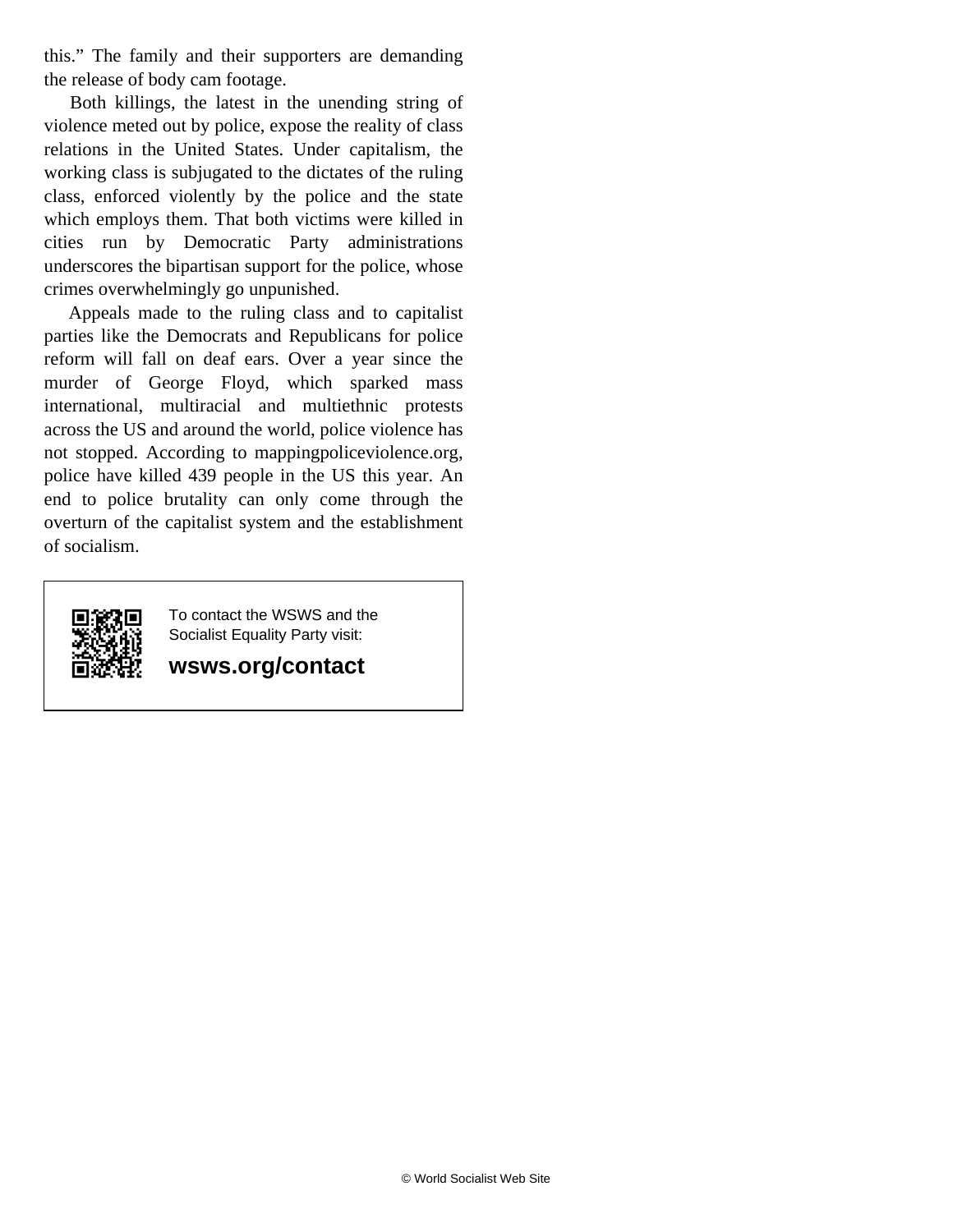this." The family and their supporters are demanding the release of body cam footage.

Both killings, the latest in the unending string of violence meted out by police, expose the reality of class relations in the United States. Under capitalism, the working class is subjugated to the dictates of the ruling class, enforced violently by the police and the state which employs them. That both victims were killed in cities run by Democratic Party administrations underscores the bipartisan support for the police, whose crimes overwhelmingly go unpunished.

Appeals made to the ruling class and to capitalist parties like the Democrats and Republicans for police reform will fall on deaf ears. Over a year since the murder of George Floyd, which sparked mass international, multiracial and multiethnic protests across the US and around the world, police violence has not stopped. According to mappingpoliceviolence.org, police have killed 439 people in the US this year. An end to police brutality can only come through the overturn of the capitalist system and the establishment of socialism.

To contact the WSWS and the Socialist Equality Party visit:

**wsws.org/contact**